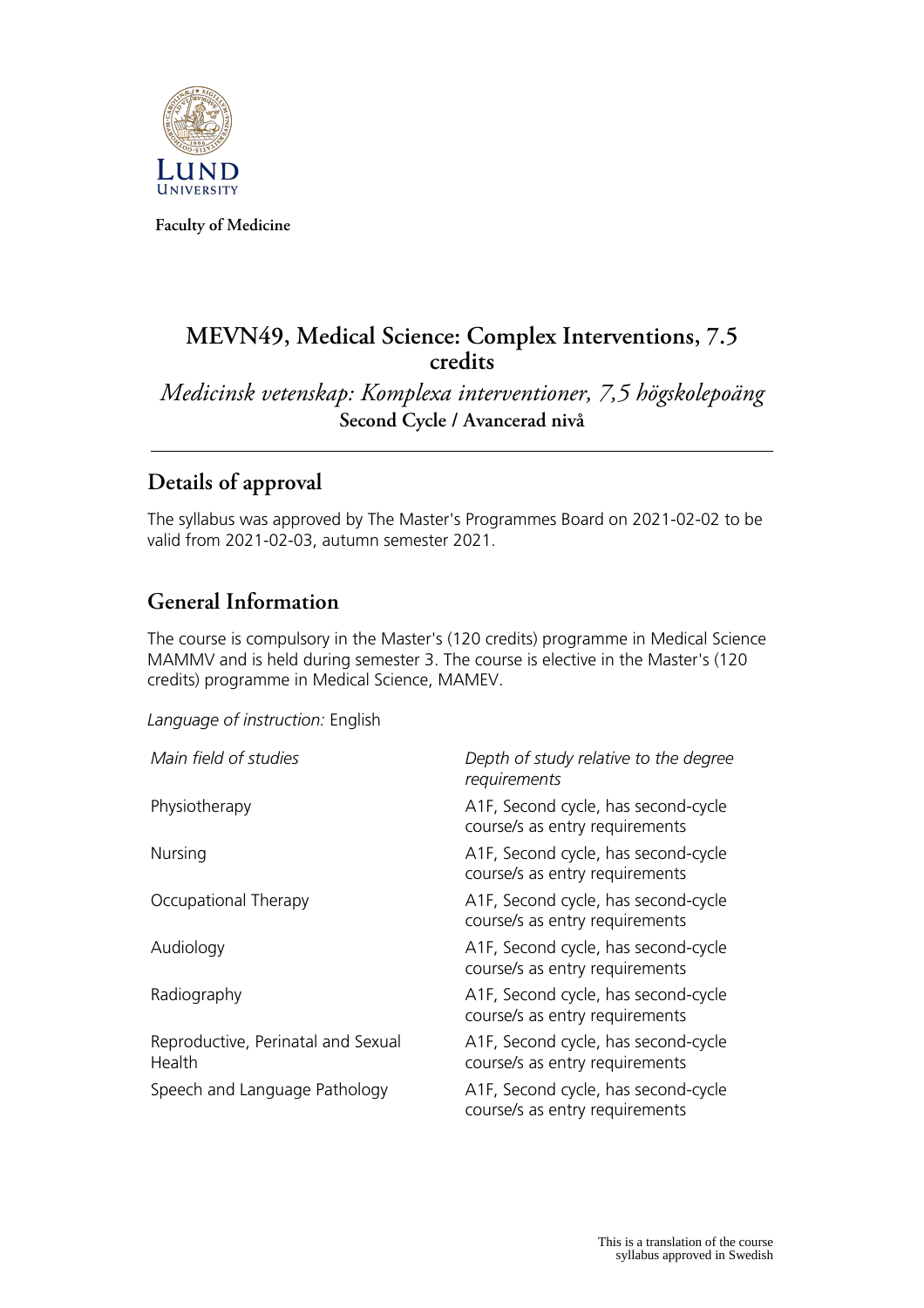Faculty of Medicine

# MEVN49, Medical Science: Complex Interventions, 7.5 credits

*Medicinsk vetenskap: Komplexa interventioner, 7,5 högskolepoäng*

**Second Cycle / Avancerad nivå**

## Details of approval

The syllabus was approved by The Master's Programmes Board on 2021-02-02 to be valid from 2021-02-03, autumn semester 2021.

## General Information

The course is compulsory in the Master's (120 credits) programme in Medical Science MAMMV and is held during semester 3. The course is elective in the Master's (120 credits) programme in Medical Science, MAMEV.

*Language of instruction:* English

| *Main field of studies* | *Depth of study relative to the degree requirements* |
|---|---|
| Physiotherapy | A1F, Second cycle, has second-cycle course/s as entry requirements |
| Nursing | A1F, Second cycle, has second-cycle course/s as entry requirements |
| Occupational Therapy | A1F, Second cycle, has second-cycle course/s as entry requirements |
| Audiology | A1F, Second cycle, has second-cycle course/s as entry requirements |
| Radiography | A1F, Second cycle, has second-cycle course/s as entry requirements |
| Reproductive, Perinatal and Sexual Health | A1F, Second cycle, has second-cycle course/s as entry requirements |
| Speech and Language Pathology | A1F, Second cycle, has second-cycle course/s as entry requirements |

This is a translation of the course syllabus approved in Swedish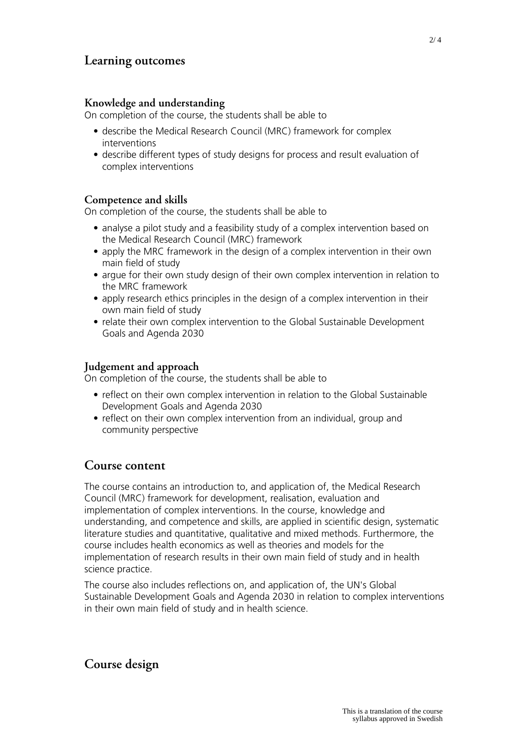## Learning outcomes

### Knowledge and understanding

On completion of the course, the students shall be able to

- describe the Medical Research Council (MRC) framework for complex interventions
- describe different types of study designs for process and result evaluation of complex interventions

### Competence and skills

On completion of the course, the students shall be able to

- analyse a pilot study and a feasibility study of a complex intervention based on the Medical Research Council (MRC) framework
- apply the MRC framework in the design of a complex intervention in their own main field of study
- argue for their own study design of their own complex intervention in relation to the MRC framework
- apply research ethics principles in the design of a complex intervention in their own main field of study
- relate their own complex intervention to the Global Sustainable Development Goals and Agenda 2030

### Judgement and approach

On completion of the course, the students shall be able to

- reflect on their own complex intervention in relation to the Global Sustainable Development Goals and Agenda 2030
- reflect on their own complex intervention from an individual, group and community perspective

## Course content

The course contains an introduction to, and application of, the Medical Research Council (MRC) framework for development, realisation, evaluation and implementation of complex interventions. In the course, knowledge and understanding, and competence and skills, are applied in scientific design, systematic literature studies and quantitative, qualitative and mixed methods. Furthermore, the course includes health economics as well as theories and models for the implementation of research results in their own main field of study and in health science practice.

The course also includes reflections on, and application of, the UN's Global Sustainable Development Goals and Agenda 2030 in relation to complex interventions in their own main field of study and in health science.

## Course design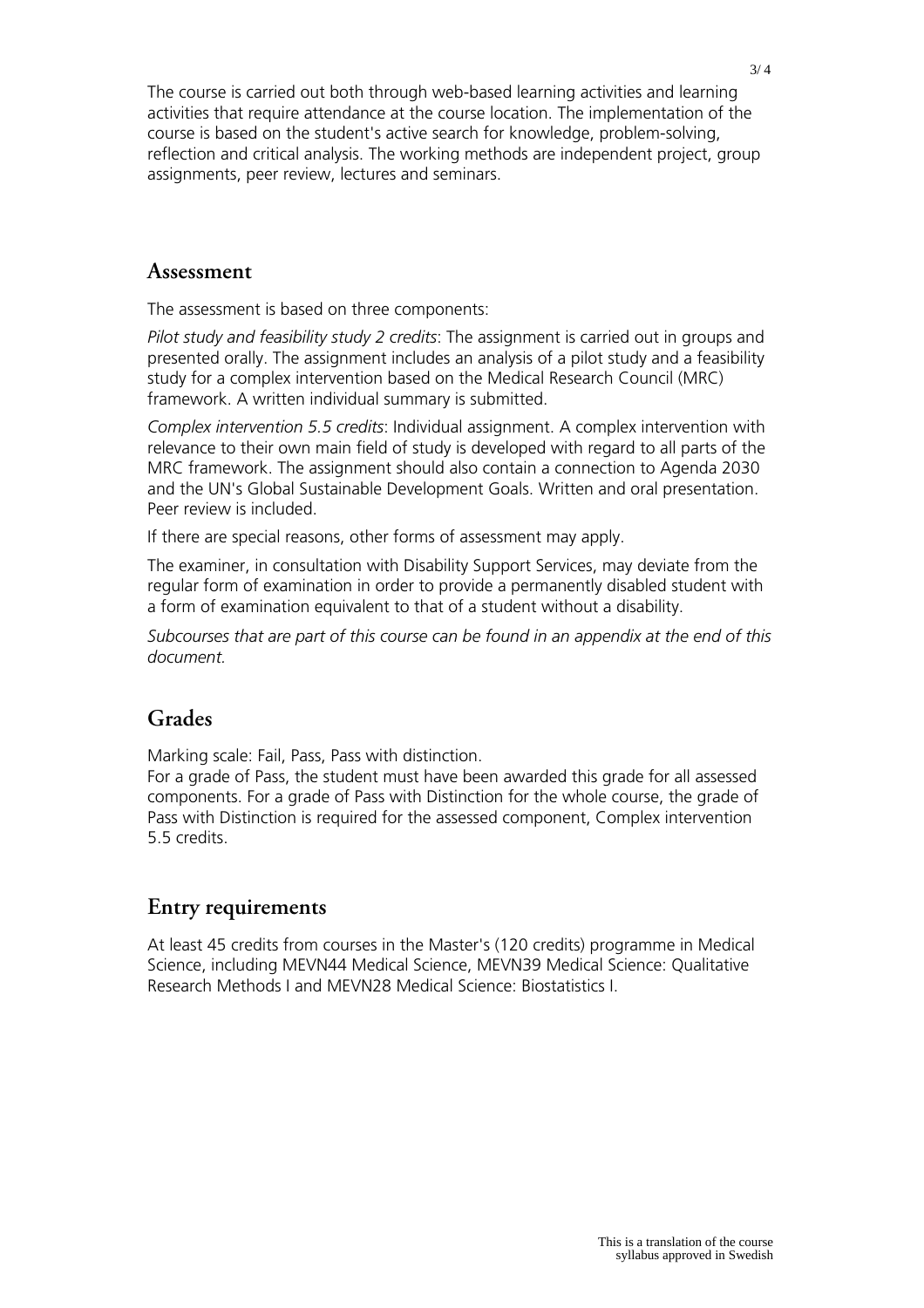The course is carried out both through web-based learning activities and learning activities that require attendance at the course location. The implementation of the course is based on the student's active search for knowledge, problem-solving, reflection and critical analysis. The working methods are independent project, group assignments, peer review, lectures and seminars.

## Assessment

The assessment is based on three components:

*Pilot study and feasibility study 2 credits*: The assignment is carried out in groups and presented orally. The assignment includes an analysis of a pilot study and a feasibility study for a complex intervention based on the Medical Research Council (MRC) framework. A written individual summary is submitted.

*Complex intervention 5.5 credits*: Individual assignment. A complex intervention with relevance to their own main field of study is developed with regard to all parts of the MRC framework. The assignment should also contain a connection to Agenda 2030 and the UN's Global Sustainable Development Goals. Written and oral presentation. Peer review is included.

If there are special reasons, other forms of assessment may apply.

The examiner, in consultation with Disability Support Services, may deviate from the regular form of examination in order to provide a permanently disabled student with a form of examination equivalent to that of a student without a disability.

*Subcourses that are part of this course can be found in an appendix at the end of this document.*

## Grades

Marking scale: Fail, Pass, Pass with distinction.
For a grade of Pass, the student must have been awarded this grade for all assessed components. For a grade of Pass with Distinction for the whole course, the grade of Pass with Distinction is required for the assessed component, Complex intervention 5.5 credits.

## Entry requirements

At least 45 credits from courses in the Master's (120 credits) programme in Medical Science, including MEVN44 Medical Science, MEVN39 Medical Science: Qualitative Research Methods I and MEVN28 Medical Science: Biostatistics I.

This is a translation of the course syllabus approved in Swedish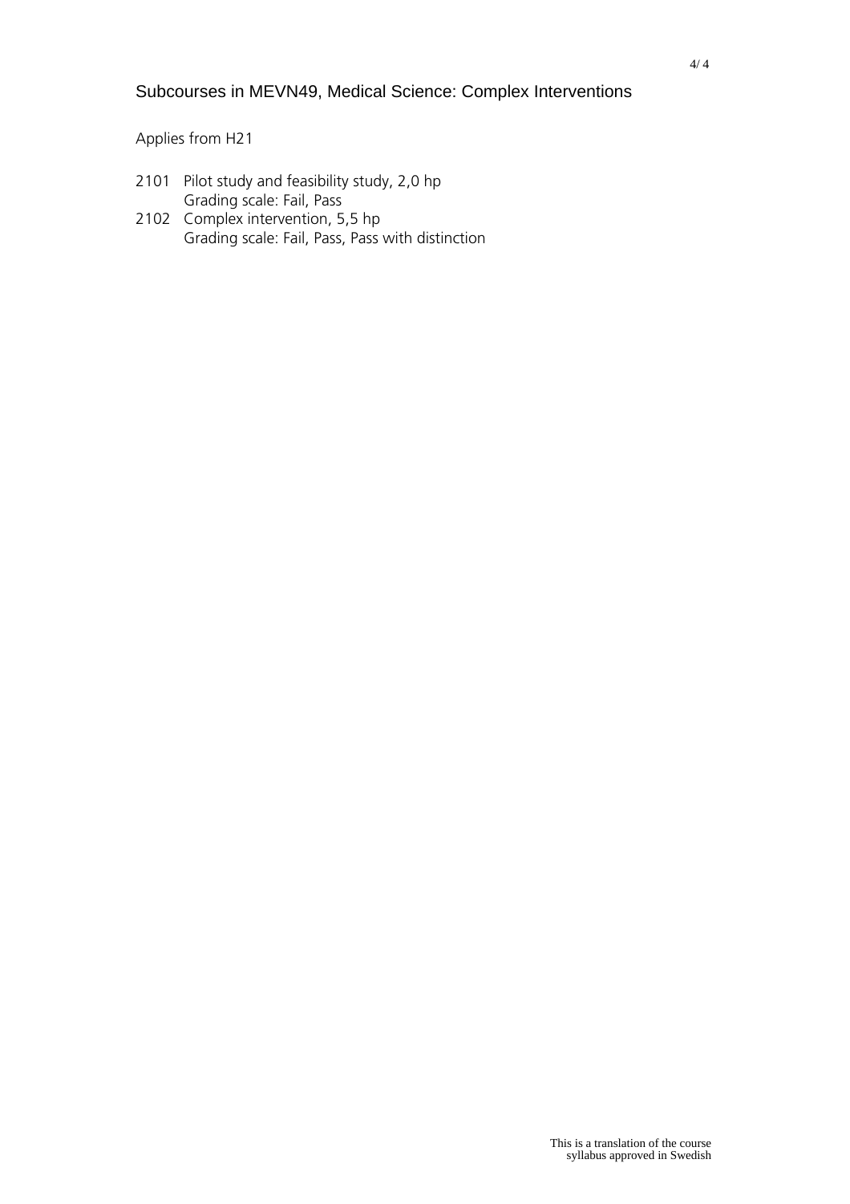## Subcourses in MEVN49, Medical Science: Complex Interventions

Applies from H21

2101 Pilot study and feasibility study, 2,0 hp
 Grading scale: Fail, Pass

2102 Complex intervention, 5,5 hp
 Grading scale: Fail, Pass, Pass with distinction

This is a translation of the course syllabus approved in Swedish